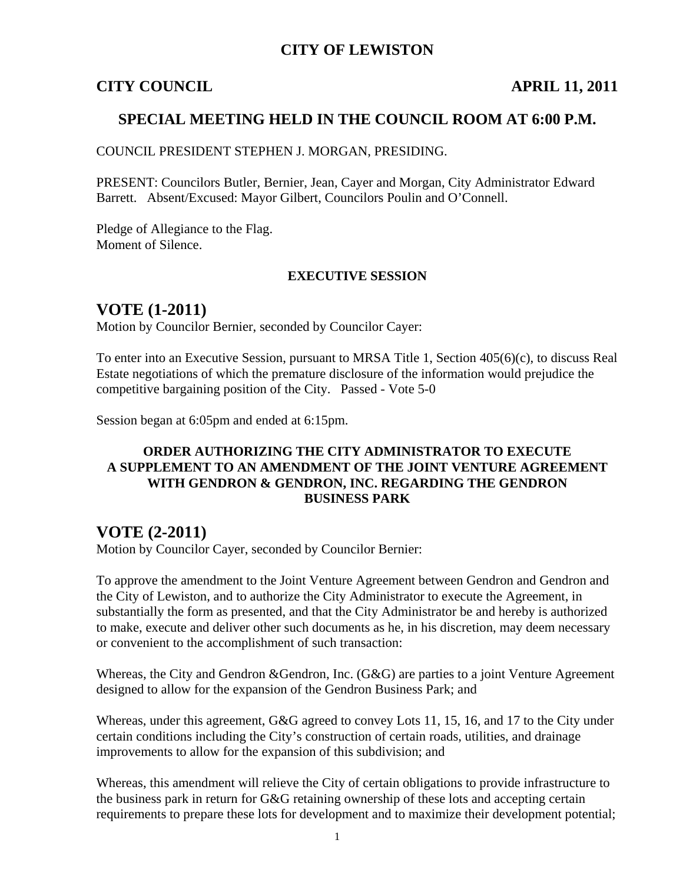# CITY OF LEWISTON

**CITY COUNCIL** **APRIL 11, 2011**

## SPECIAL MEETING HELD IN THE COUNCIL ROOM AT 6:00 P.M.

COUNCIL PRESIDENT STEPHEN J. MORGAN, PRESIDING.

PRESENT: Councilors Butler, Bernier, Jean, Cayer and Morgan, City Administrator Edward Barrett. Absent/Excused: Mayor Gilbert, Councilors Poulin and O'Connell.

Pledge of Allegiance to the Flag.
Moment of Silence.

### EXECUTIVE SESSION

## VOTE (1-2011)

Motion by Councilor Bernier, seconded by Councilor Cayer:

To enter into an Executive Session, pursuant to MRSA Title 1, Section 405(6)(c), to discuss Real Estate negotiations of which the premature disclosure of the information would prejudice the competitive bargaining position of the City. Passed - Vote 5-0

Session began at 6:05pm and ended at 6:15pm.

### ORDER AUTHORIZING THE CITY ADMINISTRATOR TO EXECUTE A SUPPLEMENT TO AN AMENDMENT OF THE JOINT VENTURE AGREEMENT WITH GENDRON & GENDRON, INC. REGARDING THE GENDRON BUSINESS PARK

## VOTE (2-2011)

Motion by Councilor Cayer, seconded by Councilor Bernier:

To approve the amendment to the Joint Venture Agreement between Gendron and Gendron and the City of Lewiston, and to authorize the City Administrator to execute the Agreement, in substantially the form as presented, and that the City Administrator be and hereby is authorized to make, execute and deliver other such documents as he, in his discretion, may deem necessary or convenient to the accomplishment of such transaction:

Whereas, the City and Gendron &Gendron, Inc. (G&G) are parties to a joint Venture Agreement designed to allow for the expansion of the Gendron Business Park; and

Whereas, under this agreement, G&G agreed to convey Lots 11, 15, 16, and 17 to the City under certain conditions including the City's construction of certain roads, utilities, and drainage improvements to allow for the expansion of this subdivision; and

Whereas, this amendment will relieve the City of certain obligations to provide infrastructure to the business park in return for G&G retaining ownership of these lots and accepting certain requirements to prepare these lots for development and to maximize their development potential;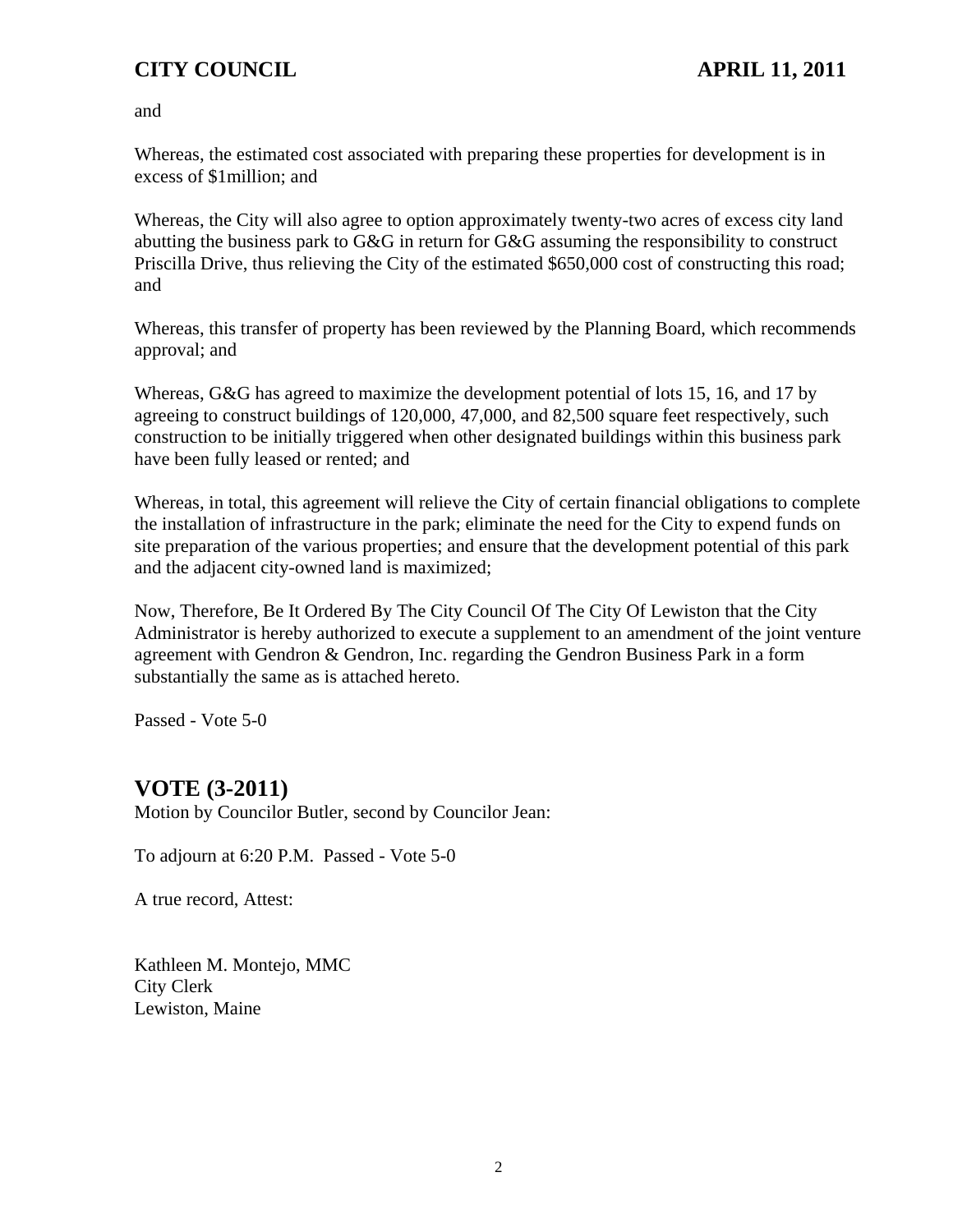and

Whereas, the estimated cost associated with preparing these properties for development is in excess of $1million; and

Whereas, the City will also agree to option approximately twenty-two acres of excess city land abutting the business park to G&G in return for G&G assuming the responsibility to construct Priscilla Drive, thus relieving the City of the estimated $650,000 cost of constructing this road; and

Whereas, this transfer of property has been reviewed by the Planning Board, which recommends approval; and

Whereas, G&G has agreed to maximize the development potential of lots 15, 16, and 17 by agreeing to construct buildings of 120,000, 47,000, and 82,500 square feet respectively, such construction to be initially triggered when other designated buildings within this business park have been fully leased or rented; and

Whereas, in total, this agreement will relieve the City of certain financial obligations to complete the installation of infrastructure in the park; eliminate the need for the City to expend funds on site preparation of the various properties; and ensure that the development potential of this park and the adjacent city-owned land is maximized;

Now, Therefore, Be It Ordered By The City Council Of The City Of Lewiston that the City Administrator is hereby authorized to execute a supplement to an amendment of the joint venture agreement with Gendron & Gendron, Inc. regarding the Gendron Business Park in a form substantially the same as is attached hereto.

Passed - Vote 5-0

## VOTE (3-2011)

Motion by Councilor Butler, second by Councilor Jean:

To adjourn at 6:20 P.M. Passed - Vote 5-0

A true record, Attest:

Kathleen M. Montejo, MMC
City Clerk
Lewiston, Maine